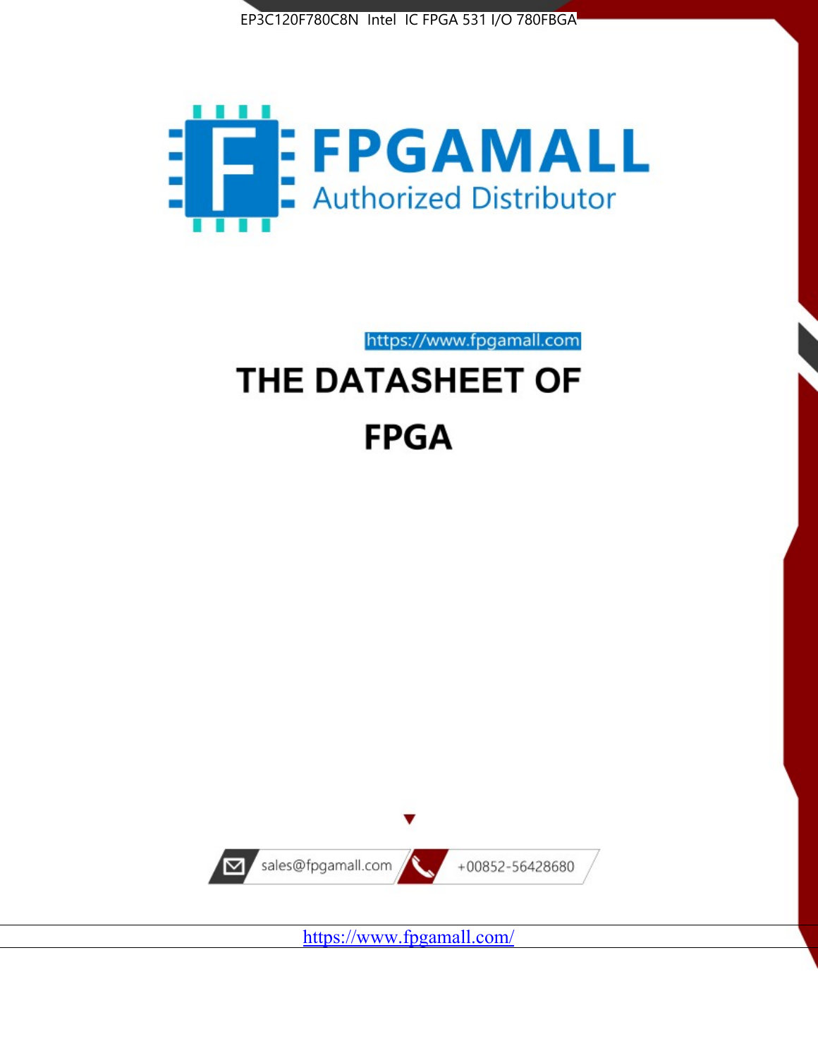EP3C120F780C8N Intel IC FPGA 531 I/O 780FBGA

FPGAMALL

Authorized Distributor

https://www.fpgamall.com

# THE DATASHEET OF

# FPGA

sales@fpgamall.com

+00852-56428680

https://www.fpgamall.com/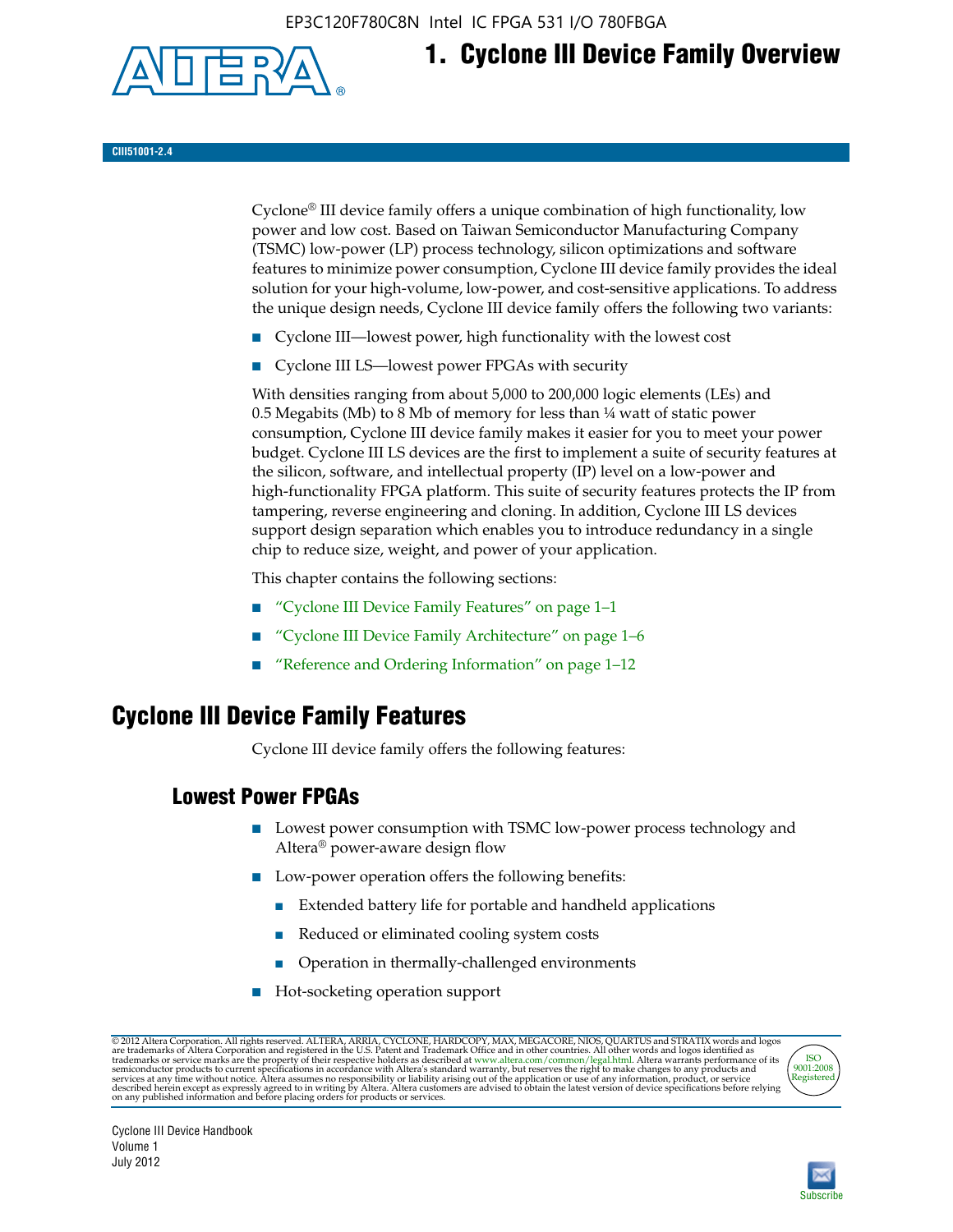# 1. Cyclone III Device Family Overview

CIII51001-2.4

Cyclone® III device family offers a unique combination of high functionality, low power and low cost. Based on Taiwan Semiconductor Manufacturing Company (TSMC) low-power (LP) process technology, silicon optimizations and software features to minimize power consumption, Cyclone III device family provides the ideal solution for your high-volume, low-power, and cost-sensitive applications. To address the unique design needs, Cyclone III device family offers the following two variants:

- Cyclone III—lowest power, high functionality with the lowest cost
- Cyclone III LS—lowest power FPGAs with security

With densities ranging from about 5,000 to 200,000 logic elements (LEs) and 0.5 Megabits (Mb) to 8 Mb of memory for less than ¼ watt of static power consumption, Cyclone III device family makes it easier for you to meet your power budget. Cyclone III LS devices are the first to implement a suite of security features at the silicon, software, and intellectual property (IP) level on a low-power and high-functionality FPGA platform. This suite of security features protects the IP from tampering, reverse engineering and cloning. In addition, Cyclone III LS devices support design separation which enables you to introduce redundancy in a single chip to reduce size, weight, and power of your application.

This chapter contains the following sections:

- "Cyclone III Device Family Features" on page 1–1
- "Cyclone III Device Family Architecture" on page 1–6
- "Reference and Ordering Information" on page 1–12

## Cyclone III Device Family Features

Cyclone III device family offers the following features:

### Lowest Power FPGAs

- Lowest power consumption with TSMC low-power process technology and Altera® power-aware design flow
- Low-power operation offers the following benefits:
  - Extended battery life for portable and handheld applications
  - Reduced or eliminated cooling system costs
  - Operation in thermally-challenged environments
- Hot-socketing operation support

© 2012 Altera Corporation. All rights reserved. ALTERA, ARRIA, CYCLONE, HARDCOPY, MAX, MEGACORE, NIOS, QUARTUS and STRATIX words and logos are trademarks of Altera Corporation and registered in the U.S. Patent and Trademark Office and in other countries. All other words and logos identified as trademarks or service marks are the property of their respective holders as described at www.altera.com/common/legal.html. Altera warrants performance of its semiconductor products to current specifications in accordance with Altera's standard warranty, but reserves the right to make changes to any products and services at any time without notice. Altera assumes no responsibility or liability arising out of the application or use of any information, product, or service described herein except as expressly agreed to in writing by Altera. Altera customers are advised to obtain the latest version of device specifications before relying on any published information and before placing orders for products or services.

Cyclone III Device Handbook
Volume 1
July 2012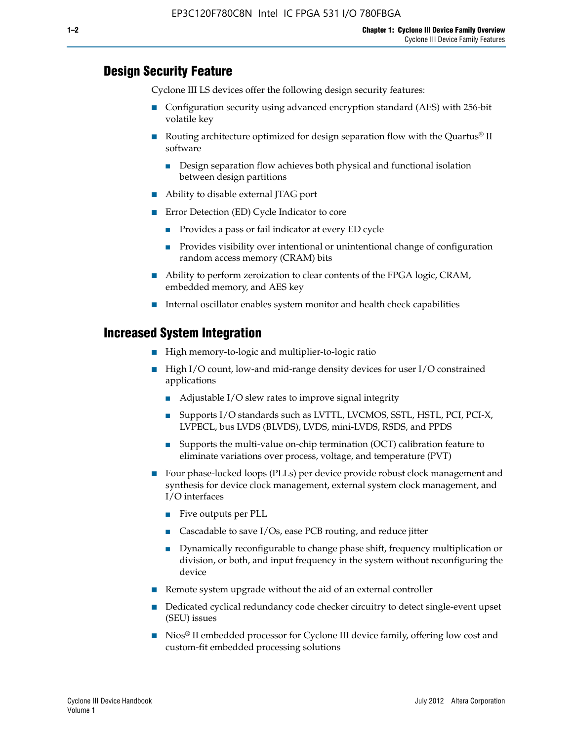## Design Security Feature

Cyclone III LS devices offer the following design security features:

- Configuration security using advanced encryption standard (AES) with 256-bit volatile key
- Routing architecture optimized for design separation flow with the Quartus® II software
  - Design separation flow achieves both physical and functional isolation between design partitions
- Ability to disable external JTAG port
- Error Detection (ED) Cycle Indicator to core
  - Provides a pass or fail indicator at every ED cycle
  - Provides visibility over intentional or unintentional change of configuration random access memory (CRAM) bits
- Ability to perform zeroization to clear contents of the FPGA logic, CRAM, embedded memory, and AES key
- Internal oscillator enables system monitor and health check capabilities

## Increased System Integration

- High memory-to-logic and multiplier-to-logic ratio
- High I/O count, low-and mid-range density devices for user I/O constrained applications
  - Adjustable I/O slew rates to improve signal integrity
  - Supports I/O standards such as LVTTL, LVCMOS, SSTL, HSTL, PCI, PCI-X, LVPECL, bus LVDS (BLVDS), LVDS, mini-LVDS, RSDS, and PPDS
  - Supports the multi-value on-chip termination (OCT) calibration feature to eliminate variations over process, voltage, and temperature (PVT)
- Four phase-locked loops (PLLs) per device provide robust clock management and synthesis for device clock management, external system clock management, and I/O interfaces
  - Five outputs per PLL
  - Cascadable to save I/Os, ease PCB routing, and reduce jitter
  - Dynamically reconfigurable to change phase shift, frequency multiplication or division, or both, and input frequency in the system without reconfiguring the device
- Remote system upgrade without the aid of an external controller
- Dedicated cyclical redundancy code checker circuitry to detect single-event upset (SEU) issues
- Nios® II embedded processor for Cyclone III device family, offering low cost and custom-fit embedded processing solutions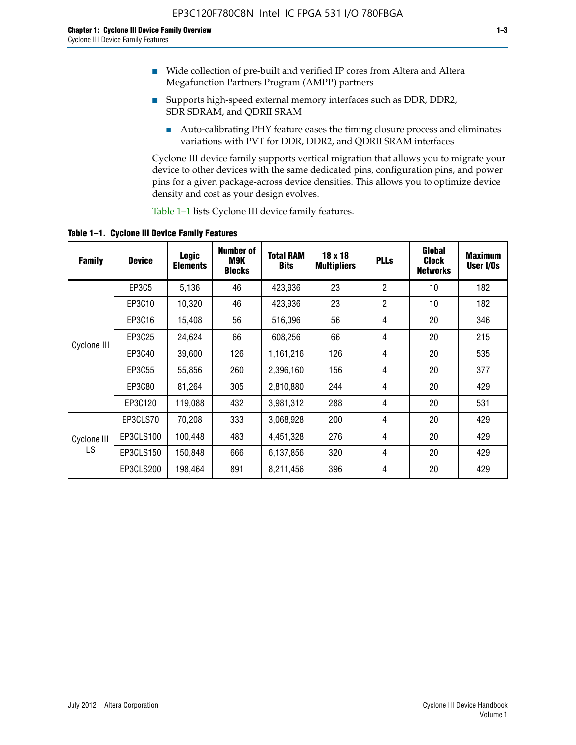- Wide collection of pre-built and verified IP cores from Altera and Altera Megafunction Partners Program (AMPP) partners
- Supports high-speed external memory interfaces such as DDR, DDR2, SDR SDRAM, and QDRII SRAM
  - Auto-calibrating PHY feature eases the timing closure process and eliminates variations with PVT for DDR, DDR2, and QDRII SRAM interfaces

Cyclone III device family supports vertical migration that allows you to migrate your device to other devices with the same dedicated pins, configuration pins, and power pins for a given package-across device densities. This allows you to optimize device density and cost as your design evolves.

Table 1–1 lists Cyclone III device family features.

**Table 1–1. Cyclone III Device Family Features**

| Family | Device | Logic Elements | Number of M9K Blocks | Total RAM Bits | 18 x 18 Multipliers | PLLs | Global Clock Networks | Maximum User I/Os |
|---|---|---|---|---|---|---|---|---|
| Cyclone III | EP3C5 | 5,136 | 46 | 423,936 | 23 | 2 | 10 | 182 |
| | EP3C10 | 10,320 | 46 | 423,936 | 23 | 2 | 10 | 182 |
| | EP3C16 | 15,408 | 56 | 516,096 | 56 | 4 | 20 | 346 |
| | EP3C25 | 24,624 | 66 | 608,256 | 66 | 4 | 20 | 215 |
| | EP3C40 | 39,600 | 126 | 1,161,216 | 126 | 4 | 20 | 535 |
| | EP3C55 | 55,856 | 260 | 2,396,160 | 156 | 4 | 20 | 377 |
| | EP3C80 | 81,264 | 305 | 2,810,880 | 244 | 4 | 20 | 429 |
| | EP3C120 | 119,088 | 432 | 3,981,312 | 288 | 4 | 20 | 531 |
| Cyclone III LS | EP3CLS70 | 70,208 | 333 | 3,068,928 | 200 | 4 | 20 | 429 |
| | EP3CLS100 | 100,448 | 483 | 4,451,328 | 276 | 4 | 20 | 429 |
| | EP3CLS150 | 150,848 | 666 | 6,137,856 | 320 | 4 | 20 | 429 |
| | EP3CLS200 | 198,464 | 891 | 8,211,456 | 396 | 4 | 20 | 429 |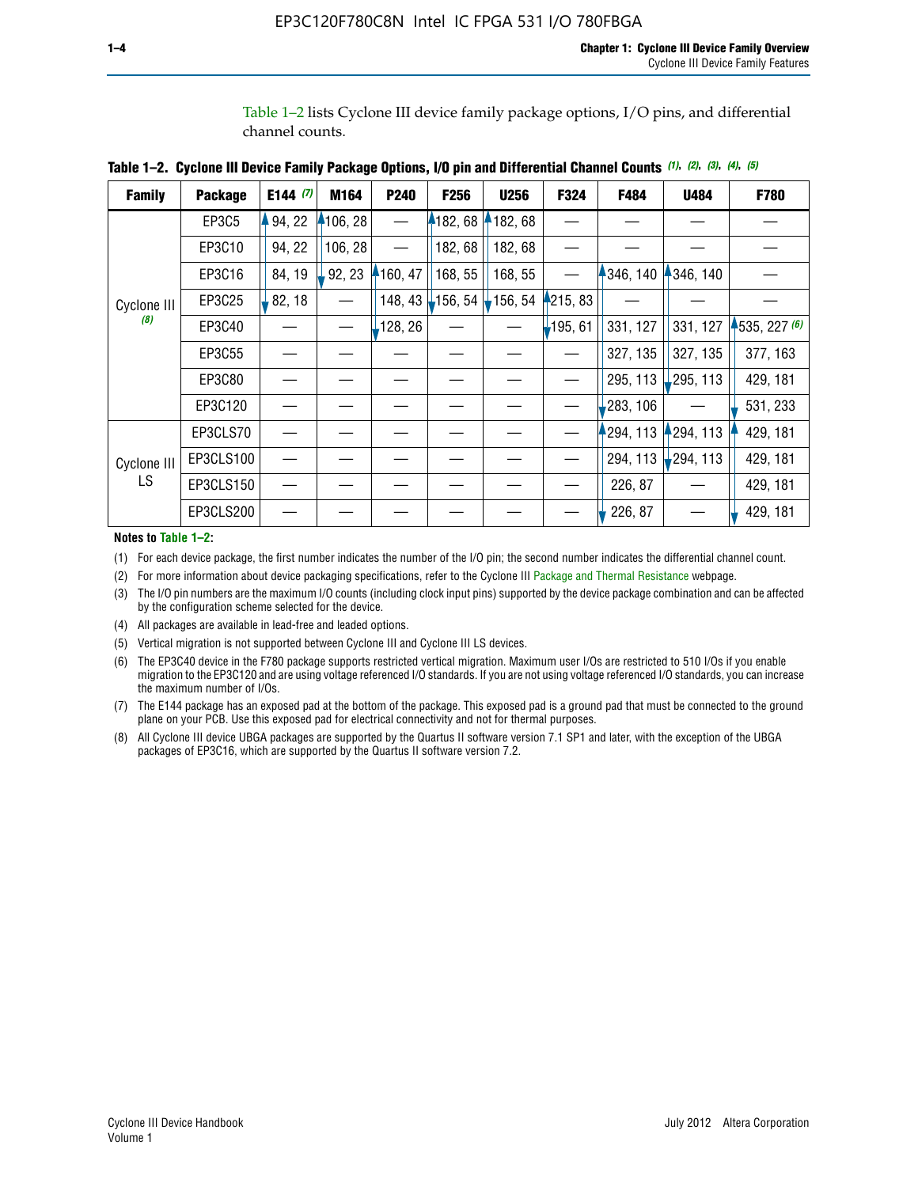Table 1–2 lists Cyclone III device family package options, I/O pins, and differential channel counts.

**Table 1–2. Cyclone III Device Family Package Options, I/O pin and Differential Channel Counts** *(1), (2), (3), (4), (5)*

| Family | Package | E144 *(7)* | M164 | P240 | F256 | U256 | F324 | F484 | U484 | F780 |
|---|---|---|---|---|---|---|---|---|---|---|
| Cyclone III *(8)* | EP3C5 | 94, 22 | 106, 28 | — | 182, 68 | 182, 68 | — | — | — | — |
| | EP3C10 | 94, 22 | 106, 28 | — | 182, 68 | 182, 68 | — | — | — | — |
| | EP3C16 | 84, 19 | 92, 23 | 160, 47 | 168, 55 | 168, 55 | — | 346, 140 | 346, 140 | — |
| | EP3C25 | 82, 18 | — | 148, 43 | 156, 54 | 156, 54 | 215, 83 | — | — | — |
| | EP3C40 | — | — | 128, 26 | — | — | 195, 61 | 331, 127 | 331, 127 | 535, 227 *(6)* |
| | EP3C55 | — | — | — | — | — | — | 327, 135 | 327, 135 | 377, 163 |
| | EP3C80 | — | — | — | — | — | — | 295, 113 | 295, 113 | 429, 181 |
| | EP3C120 | — | — | — | — | — | — | 283, 106 | — | 531, 233 |
| Cyclone III LS | EP3CLS70 | — | — | — | — | — | — | 294, 113 | 294, 113 | 429, 181 |
| | EP3CLS100 | — | — | — | — | — | — | 294, 113 | 294, 113 | 429, 181 |
| | EP3CLS150 | — | — | — | — | — | — | 226, 87 | — | 429, 181 |
| | EP3CLS200 | — | — | — | — | — | — | 226, 87 | — | 429, 181 |

**Notes to Table 1–2:**

(1) For each device package, the first number indicates the number of the I/O pin; the second number indicates the differential channel count.

(2) For more information about device packaging specifications, refer to the Cyclone III Package and Thermal Resistance webpage.

(3) The I/O pin numbers are the maximum I/O counts (including clock input pins) supported by the device package combination and can be affected by the configuration scheme selected for the device.

(4) All packages are available in lead-free and leaded options.

(5) Vertical migration is not supported between Cyclone III and Cyclone III LS devices.

(6) The EP3C40 device in the F780 package supports restricted vertical migration. Maximum user I/Os are restricted to 510 I/Os if you enable migration to the EP3C120 and are using voltage referenced I/O standards. If you are not using voltage referenced I/O standards, you can increase the maximum number of I/Os.

(7) The E144 package has an exposed pad at the bottom of the package. This exposed pad is a ground pad that must be connected to the ground plane on your PCB. Use this exposed pad for electrical connectivity and not for thermal purposes.

(8) All Cyclone III device UBGA packages are supported by the Quartus II software version 7.1 SP1 and later, with the exception of the UBGA packages of EP3C16, which are supported by the Quartus II software version 7.2.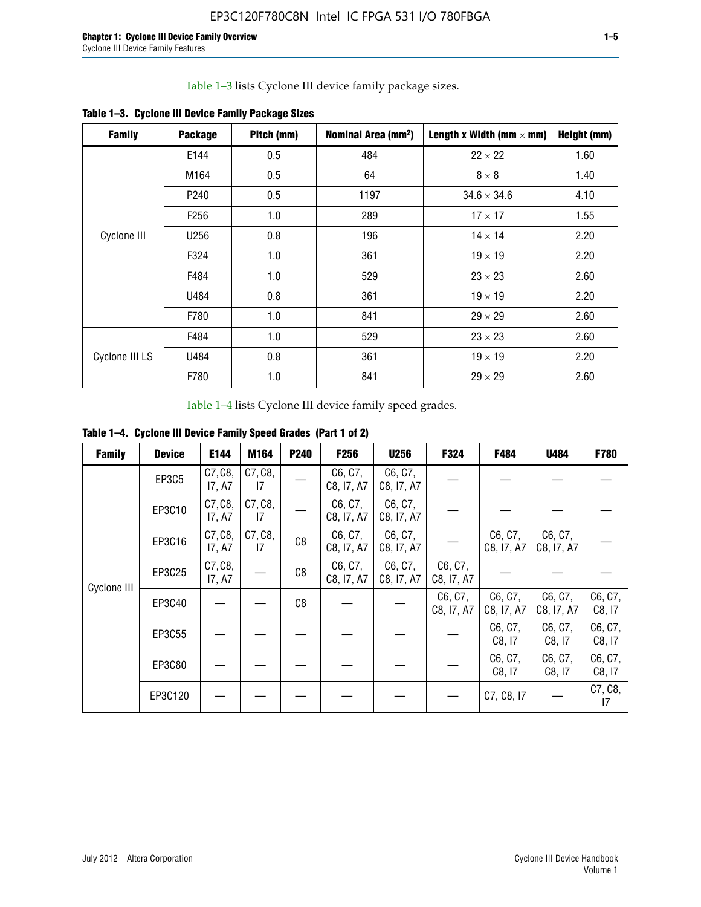Table 1–3 lists Cyclone III device family package sizes.

**Table 1–3. Cyclone III Device Family Package Sizes**

| Family | Package | Pitch (mm) | Nominal Area (mm²) | Length x Width (mm × mm) | Height (mm) |
|---|---|---|---|---|---|
| Cyclone III | E144 | 0.5 | 484 | 22 × 22 | 1.60 |
| | M164 | 0.5 | 64 | 8 × 8 | 1.40 |
| | P240 | 0.5 | 1197 | 34.6 × 34.6 | 4.10 |
| | F256 | 1.0 | 289 | 17 × 17 | 1.55 |
| | U256 | 0.8 | 196 | 14 × 14 | 2.20 |
| | F324 | 1.0 | 361 | 19 × 19 | 2.20 |
| | F484 | 1.0 | 529 | 23 × 23 | 2.60 |
| | U484 | 0.8 | 361 | 19 × 19 | 2.20 |
| | F780 | 1.0 | 841 | 29 × 29 | 2.60 |
| Cyclone III LS | F484 | 1.0 | 529 | 23 × 23 | 2.60 |
| | U484 | 0.8 | 361 | 19 × 19 | 2.20 |
| | F780 | 1.0 | 841 | 29 × 29 | 2.60 |

Table 1–4 lists Cyclone III device family speed grades.

**Table 1–4. Cyclone III Device Family Speed Grades (Part 1 of 2)**

| Family | Device | E144 | M164 | P240 | F256 | U256 | F324 | F484 | U484 | F780 |
|---|---|---|---|---|---|---|---|---|---|---|
| Cyclone III | EP3C5 | C7, C8, I7, A7 | C7, C8, I7 | — | C6, C7, C8, I7, A7 | C6, C7, C8, I7, A7 | — | — | — | — |
| | EP3C10 | C7, C8, I7, A7 | C7, C8, I7 | — | C6, C7, C8, I7, A7 | C6, C7, C8, I7, A7 | — | — | — | — |
| | EP3C16 | C7, C8, I7, A7 | C7, C8, I7 | C8 | C6, C7, C8, I7, A7 | C6, C7, C8, I7, A7 | — | C6, C7, C8, I7, A7 | C6, C7, C8, I7, A7 | — |
| | EP3C25 | C7, C8, I7, A7 | — | C8 | C6, C7, C8, I7, A7 | C6, C7, C8, I7, A7 | C6, C7, C8, I7, A7 | — | — | — |
| | EP3C40 | — | — | C8 | — | — | C6, C7, C8, I7, A7 | C6, C7, C8, I7, A7 | C6, C7, C8, I7, A7 | C6, C7, C8, I7 |
| | EP3C55 | — | — | — | — | — | — | C6, C7, C8, I7 | C6, C7, C8, I7 | C6, C7, C8, I7 |
| | EP3C80 | — | — | — | — | — | — | C6, C7, C8, I7 | C6, C7, C8, I7 | C6, C7, C8, I7 |
| | EP3C120 | — | — | — | — | — | — | C7, C8, I7 | — | C7, C8, I7 |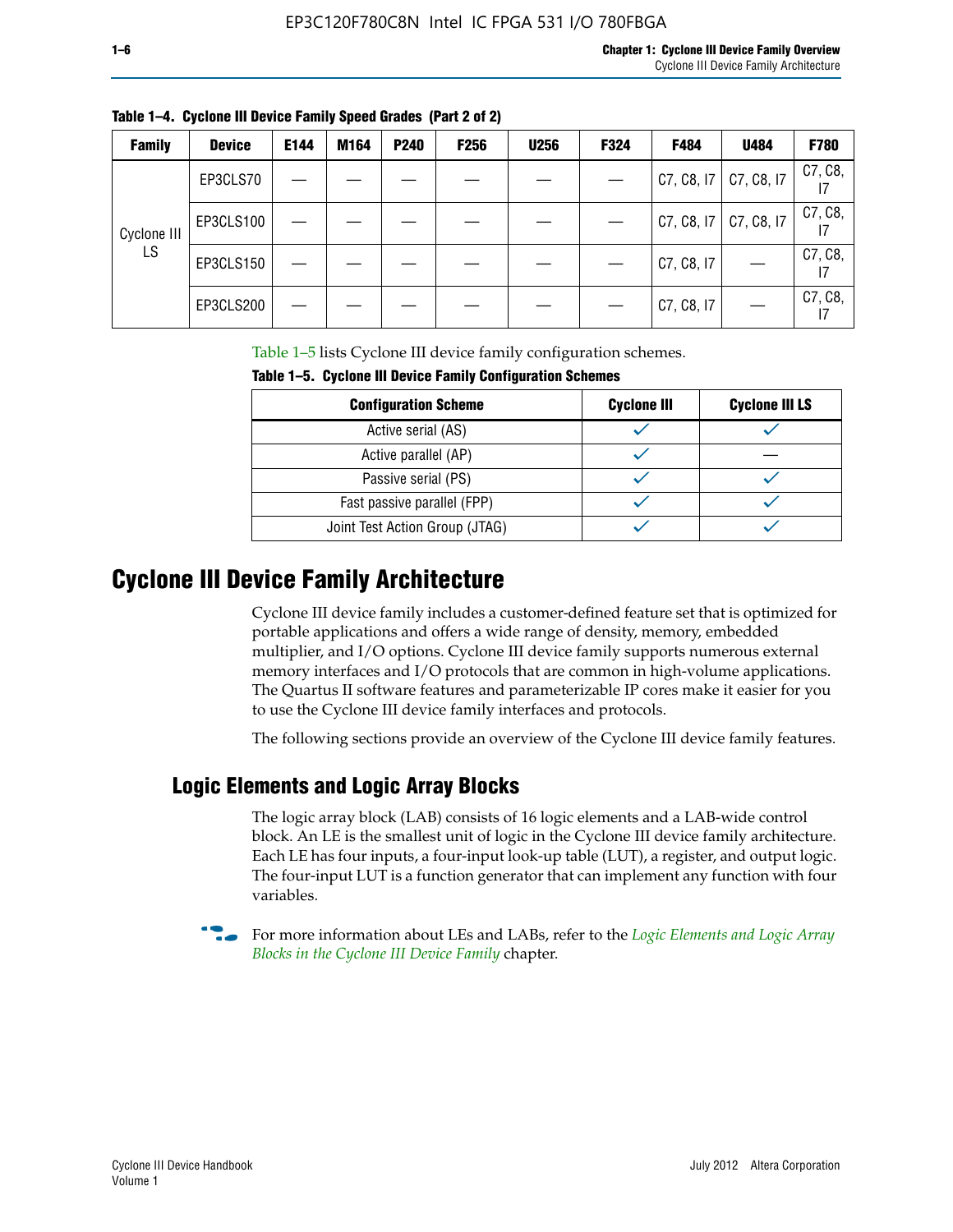**Table 1–4. Cyclone III Device Family Speed Grades (Part 2 of 2)**

| Family | Device | E144 | M164 | P240 | F256 | U256 | F324 | F484 | U484 | F780 |
|---|---|---|---|---|---|---|---|---|---|---|
| Cyclone III LS | EP3CLS70 | — | — | — | — | — | — | C7, C8, I7 | C7, C8, I7 | C7, C8, I7 |
| | EP3CLS100 | — | — | — | — | — | — | C7, C8, I7 | C7, C8, I7 | C7, C8, I7 |
| | EP3CLS150 | — | — | — | — | — | — | C7, C8, I7 | — | C7, C8, I7 |
| | EP3CLS200 | — | — | — | — | — | — | C7, C8, I7 | — | C7, C8, I7 |

Table 1–5 lists Cyclone III device family configuration schemes.

**Table 1–5. Cyclone III Device Family Configuration Schemes**

| Configuration Scheme | Cyclone III | Cyclone III LS |
|---|---|---|
| Active serial (AS) | ✓ | ✓ |
| Active parallel (AP) | ✓ | — |
| Passive serial (PS) | ✓ | ✓ |
| Fast passive parallel (FPP) | ✓ | ✓ |
| Joint Test Action Group (JTAG) | ✓ | ✓ |

# Cyclone III Device Family Architecture

Cyclone III device family includes a customer-defined feature set that is optimized for portable applications and offers a wide range of density, memory, embedded multiplier, and I/O options. Cyclone III device family supports numerous external memory interfaces and I/O protocols that are common in high-volume applications. The Quartus II software features and parameterizable IP cores make it easier for you to use the Cyclone III device family interfaces and protocols.

The following sections provide an overview of the Cyclone III device family features.

## Logic Elements and Logic Array Blocks

The logic array block (LAB) consists of 16 logic elements and a LAB-wide control block. An LE is the smallest unit of logic in the Cyclone III device family architecture. Each LE has four inputs, a four-input look-up table (LUT), a register, and output logic. The four-input LUT is a function generator that can implement any function with four variables.

For more information about LEs and LABs, refer to the *Logic Elements and Logic Array Blocks in the Cyclone III Device Family* chapter.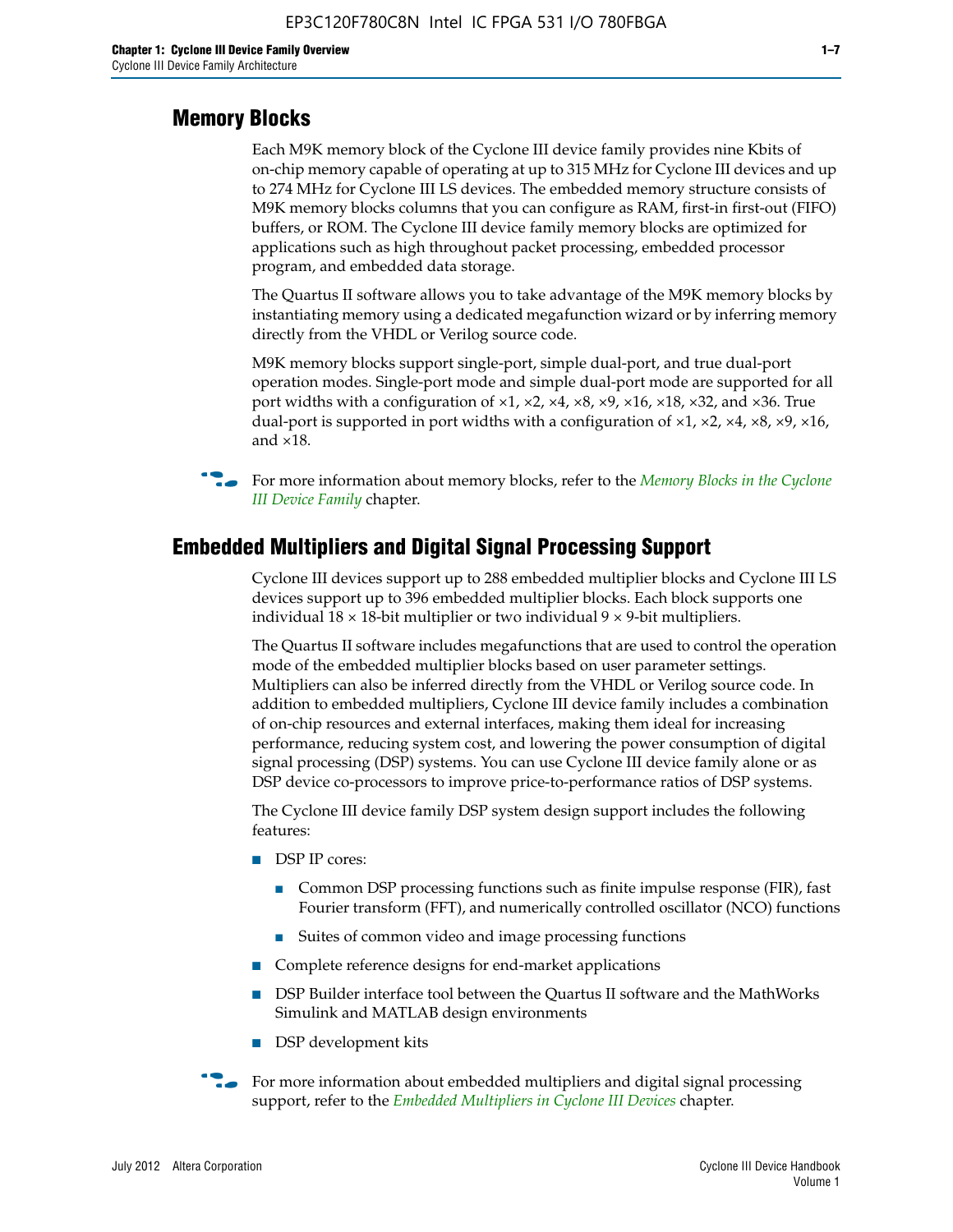## Memory Blocks

Each M9K memory block of the Cyclone III device family provides nine Kbits of on-chip memory capable of operating at up to 315 MHz for Cyclone III devices and up to 274 MHz for Cyclone III LS devices. The embedded memory structure consists of M9K memory blocks columns that you can configure as RAM, first-in first-out (FIFO) buffers, or ROM. The Cyclone III device family memory blocks are optimized for applications such as high throughout packet processing, embedded processor program, and embedded data storage.

The Quartus II software allows you to take advantage of the M9K memory blocks by instantiating memory using a dedicated megafunction wizard or by inferring memory directly from the VHDL or Verilog source code.

M9K memory blocks support single-port, simple dual-port, and true dual-port operation modes. Single-port mode and simple dual-port mode are supported for all port widths with a configuration of ×1, ×2, ×4, ×8, ×9, ×16, ×18, ×32, and ×36. True dual-port is supported in port widths with a configuration of ×1, ×2, ×4, ×8, ×9, ×16, and ×18.

For more information about memory blocks, refer to the *Memory Blocks in the Cyclone III Device Family* chapter.

## Embedded Multipliers and Digital Signal Processing Support

Cyclone III devices support up to 288 embedded multiplier blocks and Cyclone III LS devices support up to 396 embedded multiplier blocks. Each block supports one individual 18 × 18-bit multiplier or two individual 9 × 9-bit multipliers.

The Quartus II software includes megafunctions that are used to control the operation mode of the embedded multiplier blocks based on user parameter settings. Multipliers can also be inferred directly from the VHDL or Verilog source code. In addition to embedded multipliers, Cyclone III device family includes a combination of on-chip resources and external interfaces, making them ideal for increasing performance, reducing system cost, and lowering the power consumption of digital signal processing (DSP) systems. You can use Cyclone III device family alone or as DSP device co-processors to improve price-to-performance ratios of DSP systems.

The Cyclone III device family DSP system design support includes the following features:

- DSP IP cores:
  - Common DSP processing functions such as finite impulse response (FIR), fast Fourier transform (FFT), and numerically controlled oscillator (NCO) functions
  - Suites of common video and image processing functions
- Complete reference designs for end-market applications
- DSP Builder interface tool between the Quartus II software and the MathWorks Simulink and MATLAB design environments
- DSP development kits

For more information about embedded multipliers and digital signal processing support, refer to the *Embedded Multipliers in Cyclone III Devices* chapter.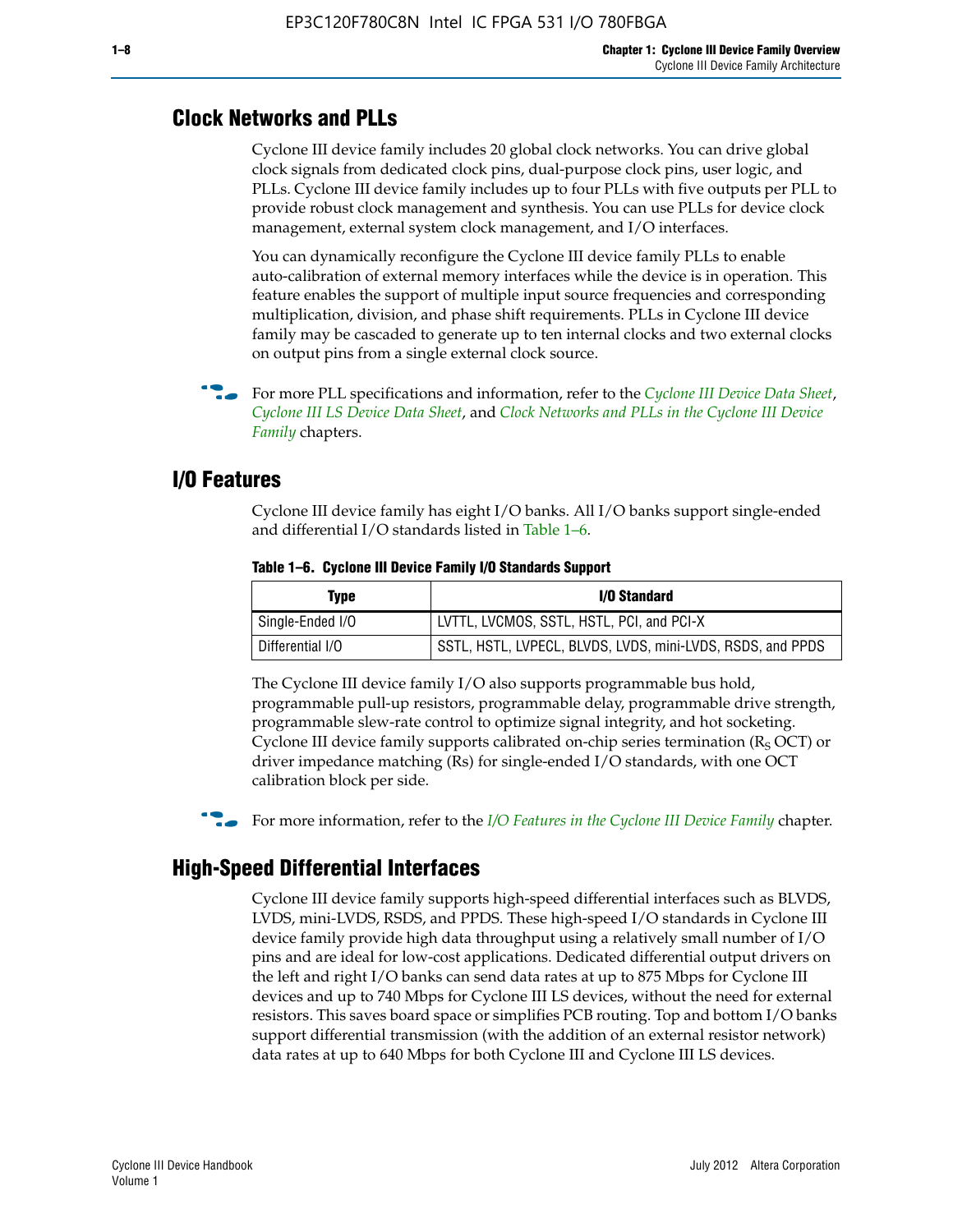## Clock Networks and PLLs

Cyclone III device family includes 20 global clock networks. You can drive global clock signals from dedicated clock pins, dual-purpose clock pins, user logic, and PLLs. Cyclone III device family includes up to four PLLs with five outputs per PLL to provide robust clock management and synthesis. You can use PLLs for device clock management, external system clock management, and I/O interfaces.

You can dynamically reconfigure the Cyclone III device family PLLs to enable auto-calibration of external memory interfaces while the device is in operation. This feature enables the support of multiple input source frequencies and corresponding multiplication, division, and phase shift requirements. PLLs in Cyclone III device family may be cascaded to generate up to ten internal clocks and two external clocks on output pins from a single external clock source.

For more PLL specifications and information, refer to the *Cyclone III Device Data Sheet*, *Cyclone III LS Device Data Sheet*, and *Clock Networks and PLLs in the Cyclone III Device Family* chapters.

## I/O Features

Cyclone III device family has eight I/O banks. All I/O banks support single-ended and differential I/O standards listed in Table 1–6.

**Table 1–6. Cyclone III Device Family I/O Standards Support**

| Type | I/O Standard |
|---|---|
| Single-Ended I/O | LVTTL, LVCMOS, SSTL, HSTL, PCI, and PCI-X |
| Differential I/O | SSTL, HSTL, LVPECL, BLVDS, LVDS, mini-LVDS, RSDS, and PPDS |

The Cyclone III device family I/O also supports programmable bus hold, programmable pull-up resistors, programmable delay, programmable drive strength, programmable slew-rate control to optimize signal integrity, and hot socketing. Cyclone III device family supports calibrated on-chip series termination ($R_S$ OCT) or driver impedance matching (Rs) for single-ended I/O standards, with one OCT calibration block per side.

For more information, refer to the *I/O Features in the Cyclone III Device Family* chapter.

## High-Speed Differential Interfaces

Cyclone III device family supports high-speed differential interfaces such as BLVDS, LVDS, mini-LVDS, RSDS, and PPDS. These high-speed I/O standards in Cyclone III device family provide high data throughput using a relatively small number of I/O pins and are ideal for low-cost applications. Dedicated differential output drivers on the left and right I/O banks can send data rates at up to 875 Mbps for Cyclone III devices and up to 740 Mbps for Cyclone III LS devices, without the need for external resistors. This saves board space or simplifies PCB routing. Top and bottom I/O banks support differential transmission (with the addition of an external resistor network) data rates at up to 640 Mbps for both Cyclone III and Cyclone III LS devices.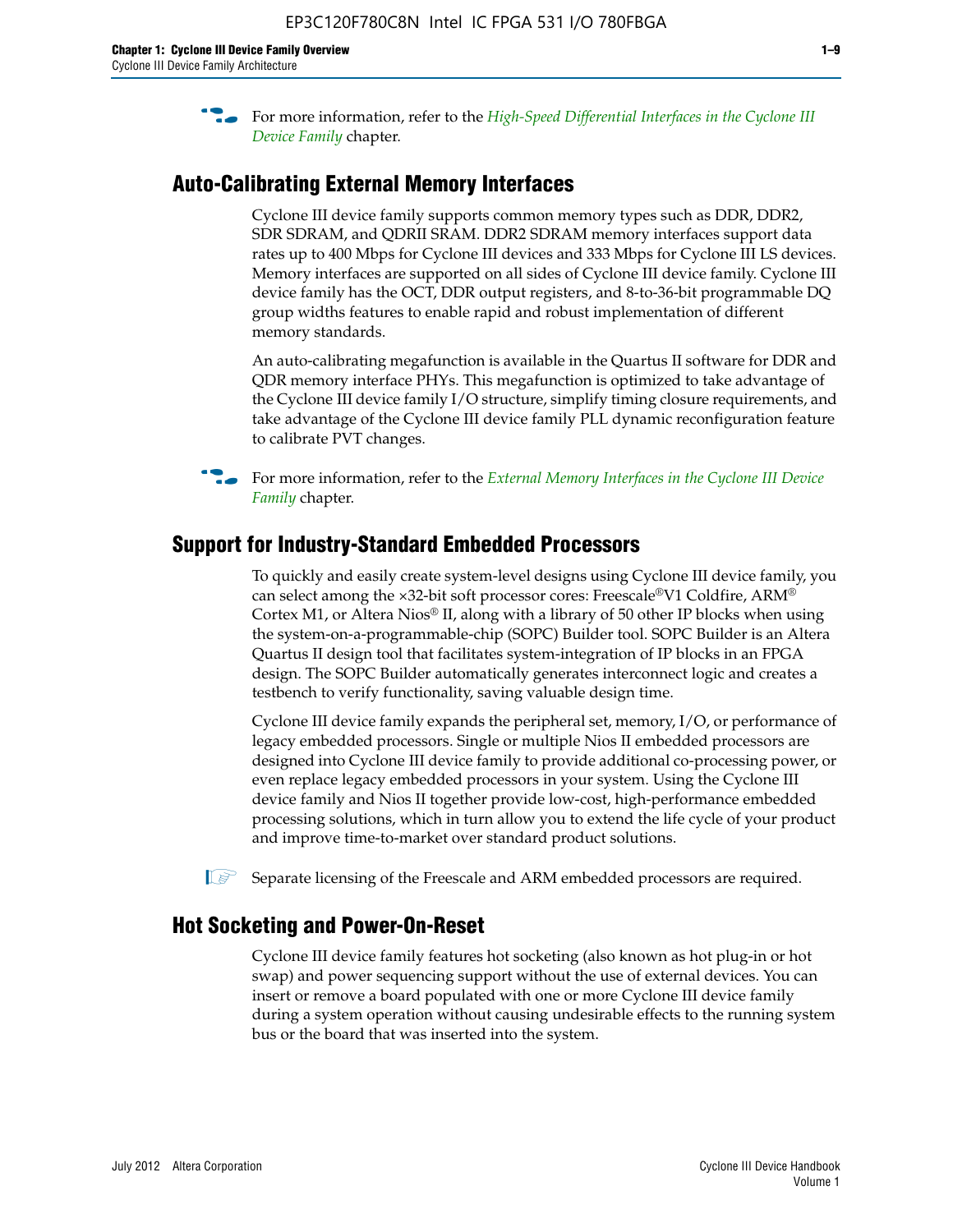For more information, refer to the *High-Speed Differential Interfaces in the Cyclone III Device Family* chapter.

## Auto-Calibrating External Memory Interfaces

Cyclone III device family supports common memory types such as DDR, DDR2, SDR SDRAM, and QDRII SRAM. DDR2 SDRAM memory interfaces support data rates up to 400 Mbps for Cyclone III devices and 333 Mbps for Cyclone III LS devices. Memory interfaces are supported on all sides of Cyclone III device family. Cyclone III device family has the OCT, DDR output registers, and 8-to-36-bit programmable DQ group widths features to enable rapid and robust implementation of different memory standards.

An auto-calibrating megafunction is available in the Quartus II software for DDR and QDR memory interface PHYs. This megafunction is optimized to take advantage of the Cyclone III device family I/O structure, simplify timing closure requirements, and take advantage of the Cyclone III device family PLL dynamic reconfiguration feature to calibrate PVT changes.

For more information, refer to the *External Memory Interfaces in the Cyclone III Device Family* chapter.

## Support for Industry-Standard Embedded Processors

To quickly and easily create system-level designs using Cyclone III device family, you can select among the ×32-bit soft processor cores: Freescale®V1 Coldfire, ARM® Cortex M1, or Altera Nios® II, along with a library of 50 other IP blocks when using the system-on-a-programmable-chip (SOPC) Builder tool. SOPC Builder is an Altera Quartus II design tool that facilitates system-integration of IP blocks in an FPGA design. The SOPC Builder automatically generates interconnect logic and creates a testbench to verify functionality, saving valuable design time.

Cyclone III device family expands the peripheral set, memory, I/O, or performance of legacy embedded processors. Single or multiple Nios II embedded processors are designed into Cyclone III device family to provide additional co-processing power, or even replace legacy embedded processors in your system. Using the Cyclone III device family and Nios II together provide low-cost, high-performance embedded processing solutions, which in turn allow you to extend the life cycle of your product and improve time-to-market over standard product solutions.

Separate licensing of the Freescale and ARM embedded processors are required.

## Hot Socketing and Power-On-Reset

Cyclone III device family features hot socketing (also known as hot plug-in or hot swap) and power sequencing support without the use of external devices. You can insert or remove a board populated with one or more Cyclone III device family during a system operation without causing undesirable effects to the running system bus or the board that was inserted into the system.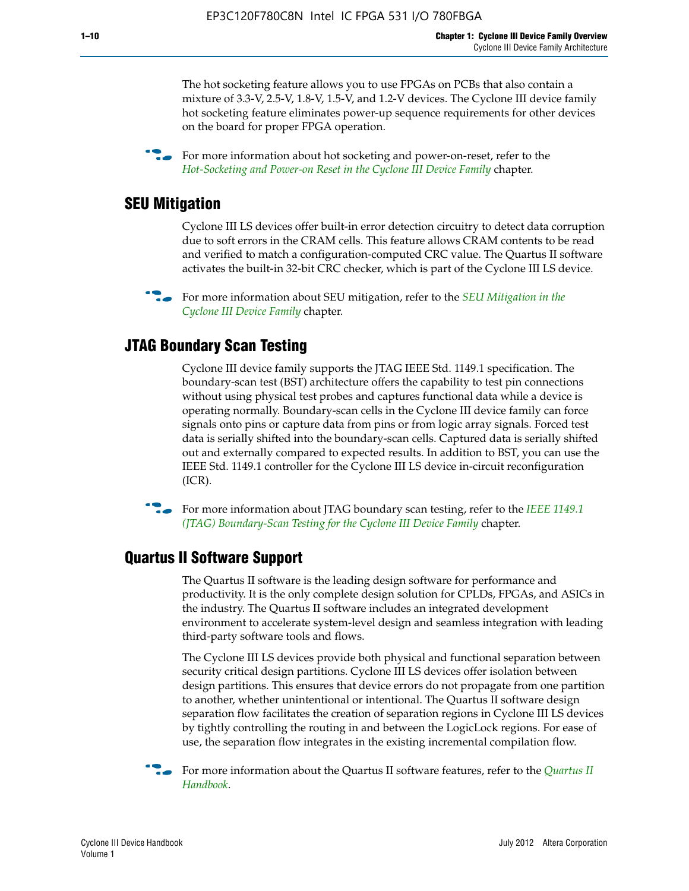The hot socketing feature allows you to use FPGAs on PCBs that also contain a mixture of 3.3-V, 2.5-V, 1.8-V, 1.5-V, and 1.2-V devices. The Cyclone III device family hot socketing feature eliminates power-up sequence requirements for other devices on the board for proper FPGA operation.

For more information about hot socketing and power-on-reset, refer to the *Hot-Socketing and Power-on Reset in the Cyclone III Device Family* chapter.

## SEU Mitigation

Cyclone III LS devices offer built-in error detection circuitry to detect data corruption due to soft errors in the CRAM cells. This feature allows CRAM contents to be read and verified to match a configuration-computed CRC value. The Quartus II software activates the built-in 32-bit CRC checker, which is part of the Cyclone III LS device.

For more information about SEU mitigation, refer to the *SEU Mitigation in the Cyclone III Device Family* chapter.

## JTAG Boundary Scan Testing

Cyclone III device family supports the JTAG IEEE Std. 1149.1 specification. The boundary-scan test (BST) architecture offers the capability to test pin connections without using physical test probes and captures functional data while a device is operating normally. Boundary-scan cells in the Cyclone III device family can force signals onto pins or capture data from pins or from logic array signals. Forced test data is serially shifted into the boundary-scan cells. Captured data is serially shifted out and externally compared to expected results. In addition to BST, you can use the IEEE Std. 1149.1 controller for the Cyclone III LS device in-circuit reconfiguration (ICR).

For more information about JTAG boundary scan testing, refer to the *IEEE 1149.1 (JTAG) Boundary-Scan Testing for the Cyclone III Device Family* chapter.

## Quartus II Software Support

The Quartus II software is the leading design software for performance and productivity. It is the only complete design solution for CPLDs, FPGAs, and ASICs in the industry. The Quartus II software includes an integrated development environment to accelerate system-level design and seamless integration with leading third-party software tools and flows.

The Cyclone III LS devices provide both physical and functional separation between security critical design partitions. Cyclone III LS devices offer isolation between design partitions. This ensures that device errors do not propagate from one partition to another, whether unintentional or intentional. The Quartus II software design separation flow facilitates the creation of separation regions in Cyclone III LS devices by tightly controlling the routing in and between the LogicLock regions. For ease of use, the separation flow integrates in the existing incremental compilation flow.

For more information about the Quartus II software features, refer to the *Quartus II Handbook*.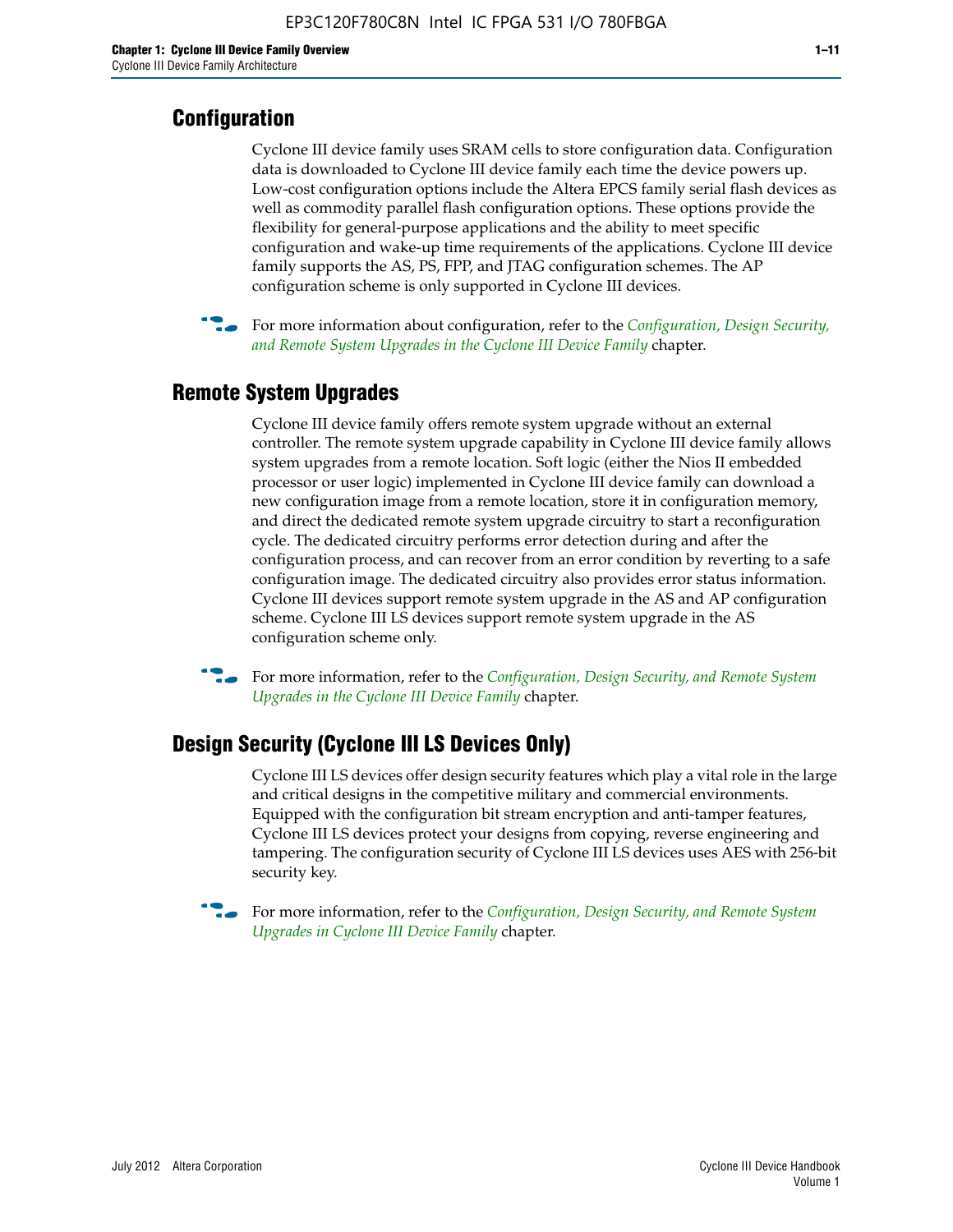## Configuration

Cyclone III device family uses SRAM cells to store configuration data. Configuration data is downloaded to Cyclone III device family each time the device powers up. Low-cost configuration options include the Altera EPCS family serial flash devices as well as commodity parallel flash configuration options. These options provide the flexibility for general-purpose applications and the ability to meet specific configuration and wake-up time requirements of the applications. Cyclone III device family supports the AS, PS, FPP, and JTAG configuration schemes. The AP configuration scheme is only supported in Cyclone III devices.

For more information about configuration, refer to the *Configuration, Design Security, and Remote System Upgrades in the Cyclone III Device Family* chapter.

## Remote System Upgrades

Cyclone III device family offers remote system upgrade without an external controller. The remote system upgrade capability in Cyclone III device family allows system upgrades from a remote location. Soft logic (either the Nios II embedded processor or user logic) implemented in Cyclone III device family can download a new configuration image from a remote location, store it in configuration memory, and direct the dedicated remote system upgrade circuitry to start a reconfiguration cycle. The dedicated circuitry performs error detection during and after the configuration process, and can recover from an error condition by reverting to a safe configuration image. The dedicated circuitry also provides error status information. Cyclone III devices support remote system upgrade in the AS and AP configuration scheme. Cyclone III LS devices support remote system upgrade in the AS configuration scheme only.

For more information, refer to the *Configuration, Design Security, and Remote System Upgrades in the Cyclone III Device Family* chapter.

## Design Security (Cyclone III LS Devices Only)

Cyclone III LS devices offer design security features which play a vital role in the large and critical designs in the competitive military and commercial environments. Equipped with the configuration bit stream encryption and anti-tamper features, Cyclone III LS devices protect your designs from copying, reverse engineering and tampering. The configuration security of Cyclone III LS devices uses AES with 256-bit security key.

For more information, refer to the *Configuration, Design Security, and Remote System Upgrades in Cyclone III Device Family* chapter.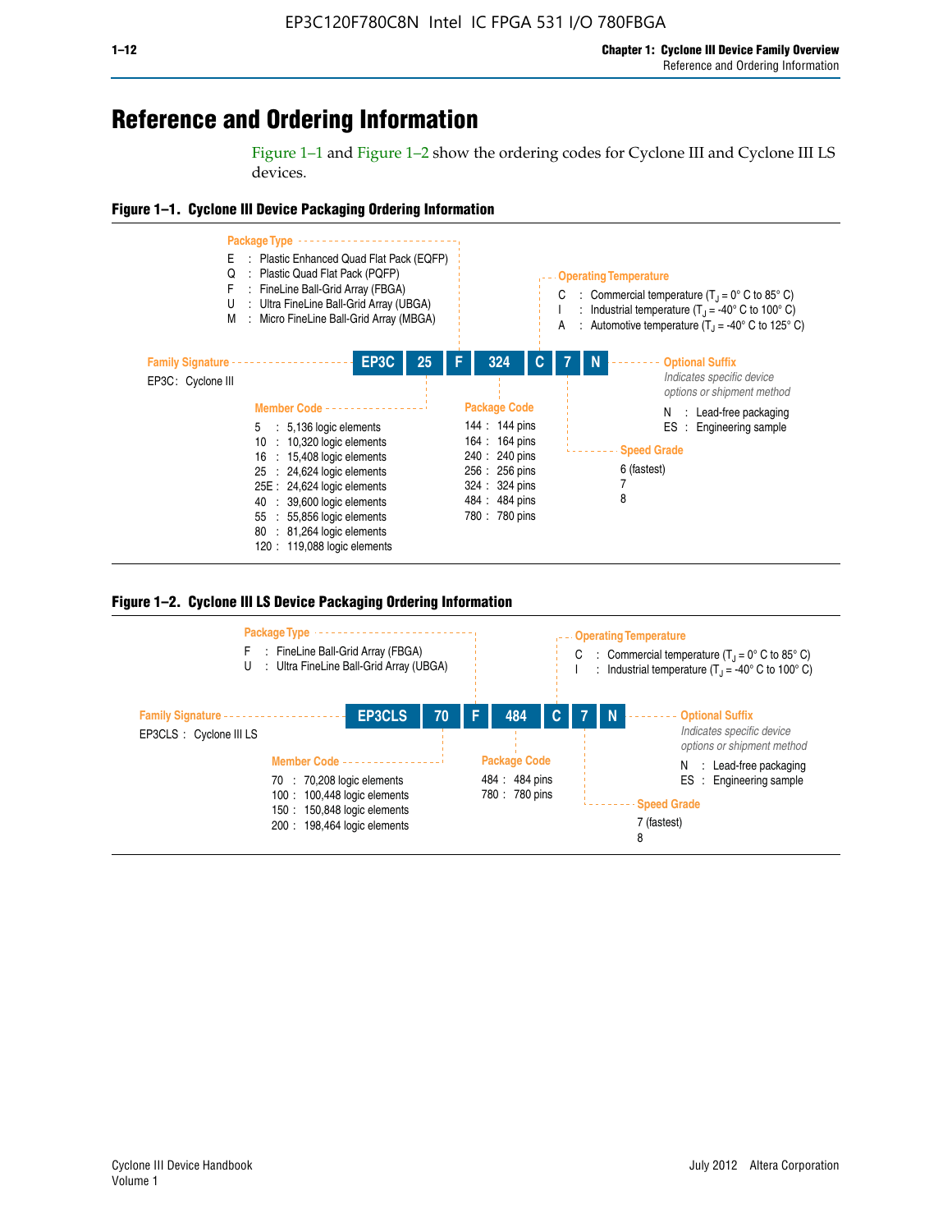# Reference and Ordering Information

Figure 1–1 and Figure 1–2 show the ordering codes for Cyclone III and Cyclone III LS devices.

**Figure 1–1. Cyclone III Device Packaging Ordering Information**

**EP3C | 25 | F | 324 | C | 7 | N**

**Family Signature**

EP3C: Cyclone III

**Member Code**

- 5 : 5,136 logic elements
- 10 : 10,320 logic elements
- 16 : 15,408 logic elements
- 25 : 24,624 logic elements
- 25E : 24,624 logic elements
- 40 : 39,600 logic elements
- 55 : 55,856 logic elements
- 80 : 81,264 logic elements
- 120 : 119,088 logic elements

**Package Type**

- E : Plastic Enhanced Quad Flat Pack (EQFP)
- Q : Plastic Quad Flat Pack (PQFP)
- F : FineLine Ball-Grid Array (FBGA)
- U : Ultra FineLine Ball-Grid Array (UBGA)
- M : Micro FineLine Ball-Grid Array (MBGA)

**Package Code**

- 144 : 144 pins
- 164 : 164 pins
- 240 : 240 pins
- 256 : 256 pins
- 324 : 324 pins
- 484 : 484 pins
- 780 : 780 pins

**Operating Temperature**

- C : Commercial temperature ($T_J$ = 0° C to 85° C)
- I : Industrial temperature ($T_J$ = -40° C to 100° C)
- A : Automotive temperature ($T_J$ = -40° C to 125° C)

**Speed Grade**

- 6 (fastest)
- 7
- 8

**Optional Suffix**

*Indicates specific device options or shipment method*

- N : Lead-free packaging
- ES : Engineering sample

**Figure 1–2. Cyclone III LS Device Packaging Ordering Information**

**EP3CLS | 70 | F | 484 | C | 7 | N**

**Family Signature**

EP3CLS : Cyclone III LS

**Member Code**

- 70 : 70,208 logic elements
- 100 : 100,448 logic elements
- 150 : 150,848 logic elements
- 200 : 198,464 logic elements

**Package Type**

- F : FineLine Ball-Grid Array (FBGA)
- U : Ultra FineLine Ball-Grid Array (UBGA)

**Package Code**

- 484 : 484 pins
- 780 : 780 pins

**Operating Temperature**

- C : Commercial temperature ($T_J$ = 0° C to 85° C)
- I : Industrial temperature ($T_J$ = -40° C to 100° C)

**Speed Grade**

- 7 (fastest)
- 8

**Optional Suffix**

*Indicates specific device options or shipment method*

- N : Lead-free packaging
- ES : Engineering sample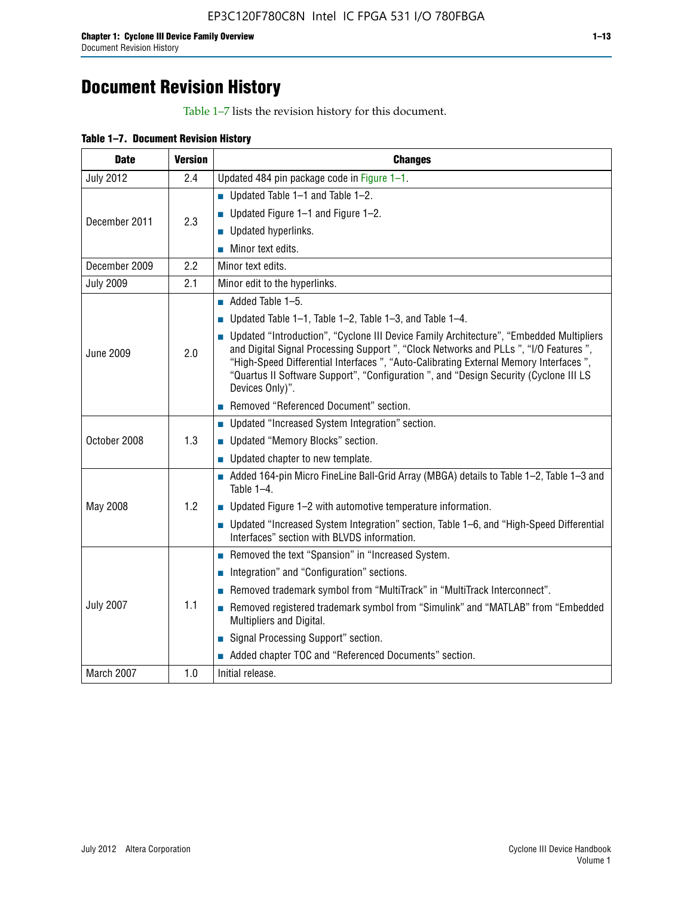# Document Revision History

Table 1–7 lists the revision history for this document.

**Table 1–7. Document Revision History**

| Date | Version | Changes |
|---|---|---|
| July 2012 | 2.4 | Updated 484 pin package code in Figure 1–1. |
| December 2011 | 2.3 | ■ Updated Table 1–1 and Table 1–2.<br>■ Updated Figure 1–1 and Figure 1–2.<br>■ Updated hyperlinks.<br>■ Minor text edits. |
| December 2009 | 2.2 | Minor text edits. |
| July 2009 | 2.1 | Minor edit to the hyperlinks. |
| June 2009 | 2.0 | ■ Added Table 1–5.<br>■ Updated Table 1–1, Table 1–2, Table 1–3, and Table 1–4.<br>■ Updated "Introduction", "Cyclone III Device Family Architecture", "Embedded Multipliers and Digital Signal Processing Support ", "Clock Networks and PLLs ", "I/O Features ", "High-Speed Differential Interfaces ", "Auto-Calibrating External Memory Interfaces ", "Quartus II Software Support", "Configuration ", and "Design Security (Cyclone III LS Devices Only)".<br>■ Removed "Referenced Document" section. |
| October 2008 | 1.3 | ■ Updated "Increased System Integration" section.<br>■ Updated "Memory Blocks" section.<br>■ Updated chapter to new template. |
| May 2008 | 1.2 | ■ Added 164-pin Micro FineLine Ball-Grid Array (MBGA) details to Table 1–2, Table 1–3 and Table 1–4.<br>■ Updated Figure 1–2 with automotive temperature information.<br>■ Updated "Increased System Integration" section, Table 1–6, and "High-Speed Differential Interfaces" section with BLVDS information. |
| July 2007 | 1.1 | ■ Removed the text "Spansion" in "Increased System.<br>■ Integration" and "Configuration" sections.<br>■ Removed trademark symbol from "MultiTrack" in "MultiTrack Interconnect".<br>■ Removed registered trademark symbol from "Simulink" and "MATLAB" from "Embedded Multipliers and Digital.<br>■ Signal Processing Support" section.<br>■ Added chapter TOC and "Referenced Documents" section. |
| March 2007 | 1.0 | Initial release. |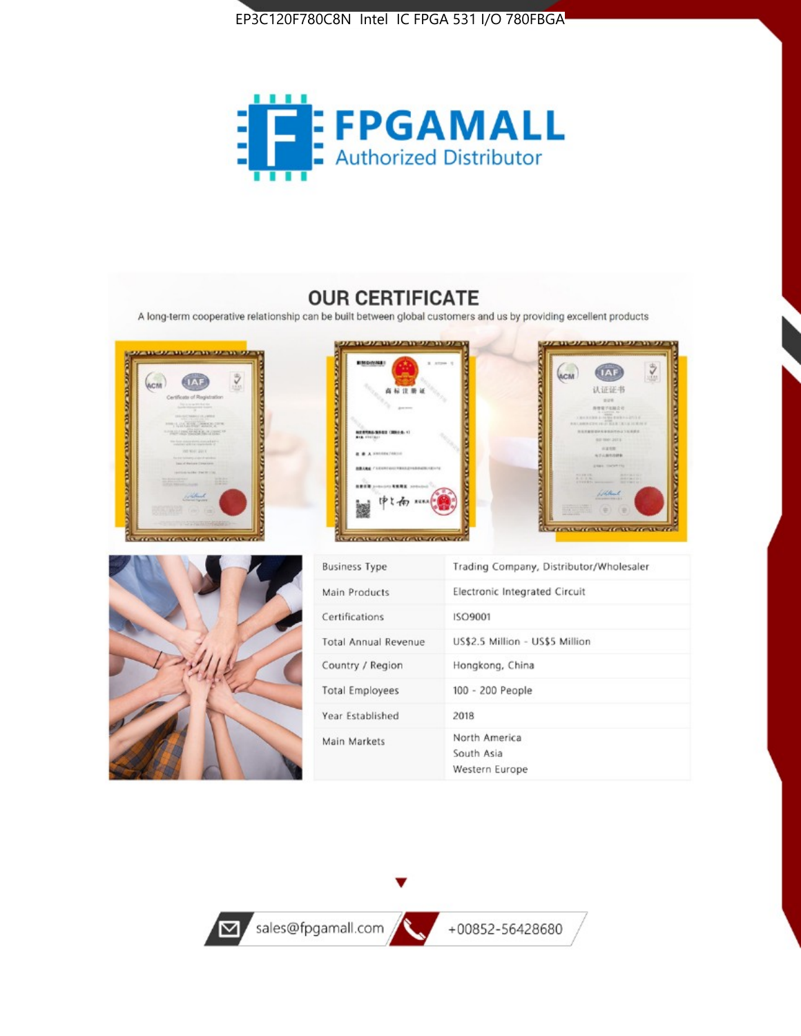FPGAMALL
Authorized Distributor

## OUR CERTIFICATE

A long-term cooperative relationship can be built between global customers and us by providing excellent products

| | |
|---|---|
| Business Type | Trading Company, Distributor/Wholesaler |
| Main Products | Electronic Integrated Circuit |
| Certifications | ISO9001 |
| Total Annual Revenue | US$2.5 Million - US$5 Million |
| Country / Region | Hongkong, China |
| Total Employees | 100 - 200 People |
| Year Established | 2018 |
| Main Markets | North America<br>South Asia<br>Western Europe |

sales@fpgamall.com

+00852-56428680